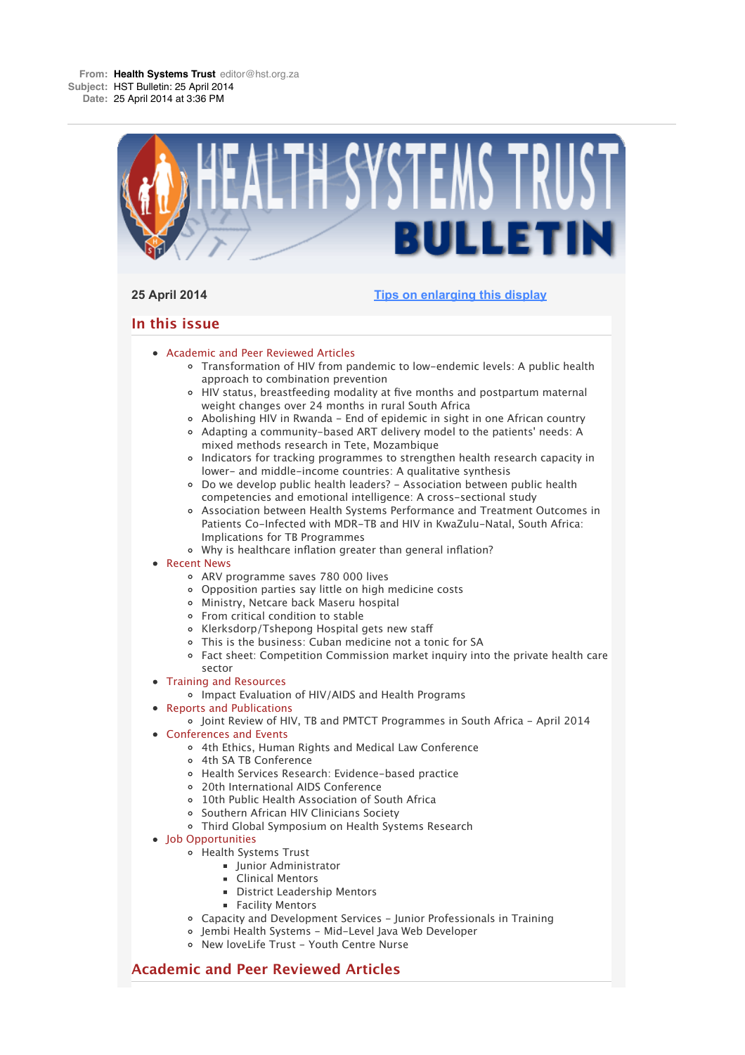**From:** **Health Systems Trust** editor@hst.org.za
**Subject:** HST Bulletin: 25 April 2014
**Date:** 25 April 2014 at 3:36 PM

**25 April 2014** [Tips on enlarging this display]

## In this issue

- Academic and Peer Reviewed Articles
  - Transformation of HIV from pandemic to low-endemic levels: A public health approach to combination prevention
  - HIV status, breastfeeding modality at five months and postpartum maternal weight changes over 24 months in rural South Africa
  - Abolishing HIV in Rwanda - End of epidemic in sight in one African country
  - Adapting a community-based ART delivery model to the patients' needs: A mixed methods research in Tete, Mozambique
  - Indicators for tracking programmes to strengthen health research capacity in lower- and middle-income countries: A qualitative synthesis
  - Do we develop public health leaders? - Association between public health competencies and emotional intelligence: A cross-sectional study
  - Association between Health Systems Performance and Treatment Outcomes in Patients Co-Infected with MDR-TB and HIV in KwaZulu-Natal, South Africa: Implications for TB Programmes
  - Why is healthcare inflation greater than general inflation?
- Recent News
  - ARV programme saves 780 000 lives
  - Opposition parties say little on high medicine costs
  - Ministry, Netcare back Maseru hospital
  - From critical condition to stable
  - Klerksdorp/Tshepong Hospital gets new staff
  - This is the business: Cuban medicine not a tonic for SA
  - Fact sheet: Competition Commission market inquiry into the private health care sector
- Training and Resources
  - Impact Evaluation of HIV/AIDS and Health Programs
- Reports and Publications
  - Joint Review of HIV, TB and PMTCT Programmes in South Africa - April 2014
- Conferences and Events
  - 4th Ethics, Human Rights and Medical Law Conference
  - 4th SA TB Conference
  - Health Services Research: Evidence-based practice
  - 20th International AIDS Conference
  - 10th Public Health Association of South Africa
  - Southern African HIV Clinicians Society
  - Third Global Symposium on Health Systems Research
- Job Opportunities
  - Health Systems Trust
    - Junior Administrator
    - Clinical Mentors
    - District Leadership Mentors
    - Facility Mentors
  - Capacity and Development Services - Junior Professionals in Training
  - Jembi Health Systems - Mid-Level Java Web Developer
  - New loveLife Trust - Youth Centre Nurse

## Academic and Peer Reviewed Articles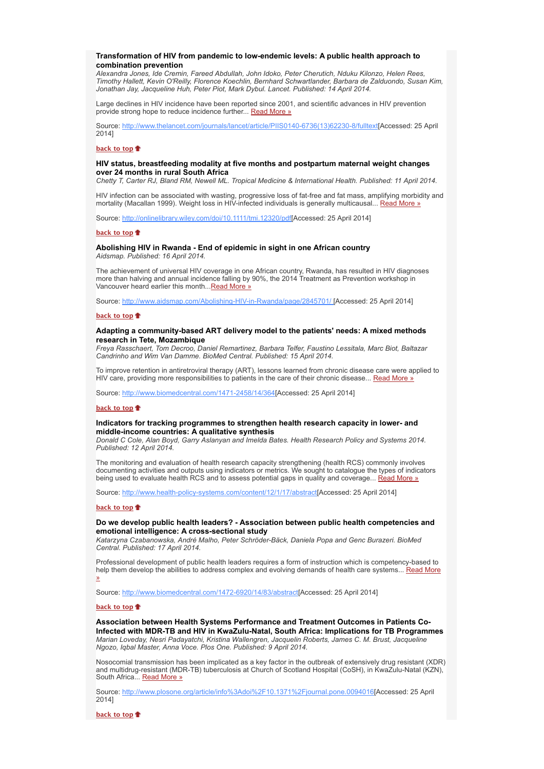### Transformation of HIV from pandemic to low-endemic levels: A public health approach to combination prevention

*Alexandra Jones, Ide Cremin, Fareed Abdullah, John Idoko, Peter Cherutich, Nduku Kilonzo, Helen Rees, Timothy Hallett, Kevin O'Reilly, Florence Koechlin, Bernhard Schwartlander, Barbara de Zalduondo, Susan Kim, Jonathan Jay, Jacqueline Huh, Peter Piot, Mark Dybul. Lancet. Published: 14 April 2014.*

Large declines in HIV incidence have been reported since 2001, and scientific advances in HIV prevention provide strong hope to reduce incidence further... Read More »

Source: http://www.thelancet.com/journals/lancet/article/PIIS0140-6736(13)62230-8/fulltext[Accessed: 25 April 2014]

back to top

### HIV status, breastfeeding modality at five months and postpartum maternal weight changes over 24 months in rural South Africa

*Chetty T, Carter RJ, Bland RM, Newell ML. Tropical Medicine & International Health. Published: 11 April 2014.*

HIV infection can be associated with wasting, progressive loss of fat-free and fat mass, amplifying morbidity and mortality (Macallan 1999). Weight loss in HIV-infected individuals is generally multicausal... Read More »

Source: http://onlinelibrary.wiley.com/doi/10.1111/tmi.12320/pdf[Accessed: 25 April 2014]

back to top

### Abolishing HIV in Rwanda - End of epidemic in sight in one African country

*Aidsmap. Published: 16 April 2014.*

The achievement of universal HIV coverage in one African country, Rwanda, has resulted in HIV diagnoses more than halving and annual incidence falling by 90%, the 2014 Treatment as Prevention workshop in Vancouver heard earlier this month...Read More »

Source: http://www.aidsmap.com/Abolishing-HIV-in-Rwanda/page/2845701/ [Accessed: 25 April 2014]

back to top

### Adapting a community-based ART delivery model to the patients' needs: A mixed methods research in Tete, Mozambique

*Freya Rasschaert, Tom Decroo, Daniel Remartinez, Barbara Telfer, Faustino Lessitala, Marc Biot, Baltazar Candrinho and Wim Van Damme. BioMed Central. Published: 15 April 2014.*

To improve retention in antiretroviral therapy (ART), lessons learned from chronic disease care were applied to HIV care, providing more responsibilities to patients in the care of their chronic disease... Read More »

Source: http://www.biomedcentral.com/1471-2458/14/364[Accessed: 25 April 2014]

back to top

### Indicators for tracking programmes to strengthen health research capacity in lower- and middle-income countries: A qualitative synthesis

*Donald C Cole, Alan Boyd, Garry Aslanyan and Imelda Bates. Health Research Policy and Systems 2014. Published: 12 April 2014.*

The monitoring and evaluation of health research capacity strengthening (health RCS) commonly involves documenting activities and outputs using indicators or metrics. We sought to catalogue the types of indicators being used to evaluate health RCS and to assess potential gaps in quality and coverage... Read More »

Source: http://www.health-policy-systems.com/content/12/1/17/abstract[Accessed: 25 April 2014]

back to top

### Do we develop public health leaders? - Association between public health competencies and emotional intelligence: A cross-sectional study

*Katarzyna Czabanowska, André Malho, Peter Schröder-Bäck, Daniela Popa and Genc Burazeri. BioMed Central. Published: 17 April 2014.*

Professional development of public health leaders requires a form of instruction which is competency-based to help them develop the abilities to address complex and evolving demands of health care systems... Read More »

Source: http://www.biomedcentral.com/1472-6920/14/83/abstract[Accessed: 25 April 2014]

back to top

### Association between Health Systems Performance and Treatment Outcomes in Patients Co-Infected with MDR-TB and HIV in KwaZulu-Natal, South Africa: Implications for TB Programmes

*Marian Loveday, Nesri Padayatchi, Kristina Wallengren, Jacquelin Roberts, James C. M. Brust, Jacqueline Ngozo, Iqbal Master, Anna Voce. Plos One. Published: 9 April 2014.*

Nosocomial transmission has been implicated as a key factor in the outbreak of extensively drug resistant (XDR) and multidrug-resistant (MDR-TB) tuberculosis at Church of Scotland Hospital (CoSH), in KwaZulu-Natal (KZN), South Africa... Read More »

Source: http://www.plosone.org/article/info%3Adoi%2F10.1371%2Fjournal.pone.0094016[Accessed: 25 April 2014]

back to top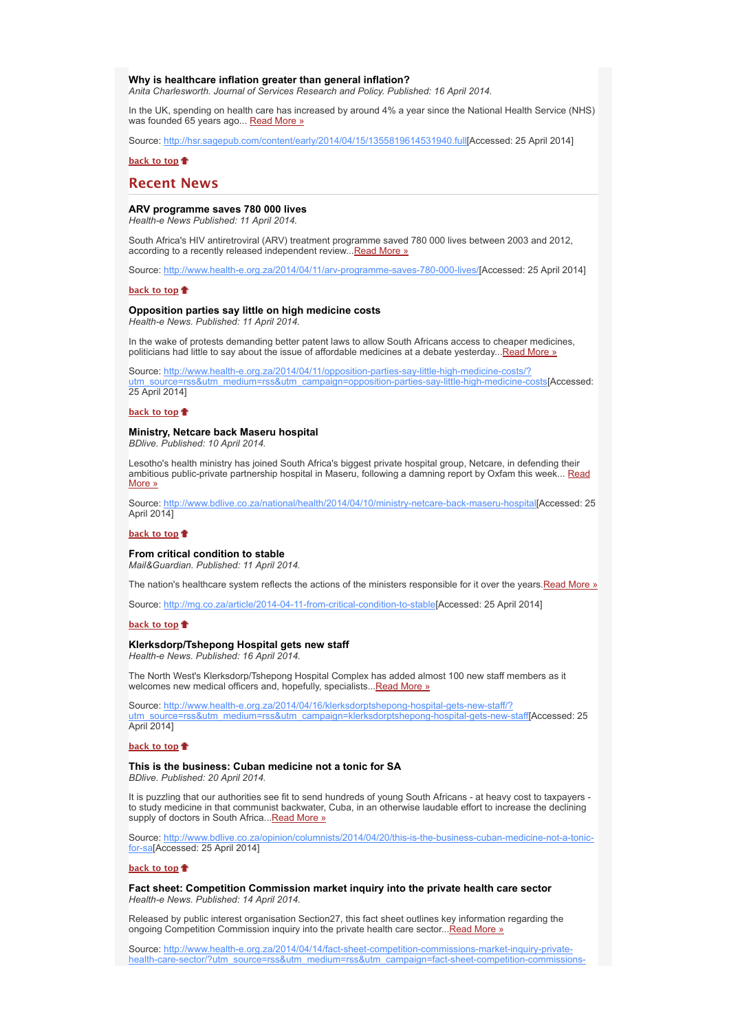**Why is healthcare inflation greater than general inflation?**
*Anita Charlesworth. Journal of Services Research and Policy. Published: 16 April 2014.*

In the UK, spending on health care has increased by around 4% a year since the National Health Service (NHS) was founded 65 years ago... Read More »

Source: http://hsr.sagepub.com/content/early/2014/04/15/1355819614531940.full[Accessed: 25 April 2014]

back to top

## Recent News

**ARV programme saves 780 000 lives**
*Health-e News Published: 11 April 2014.*

South Africa's HIV antiretroviral (ARV) treatment programme saved 780 000 lives between 2003 and 2012, according to a recently released independent review...Read More »

Source: http://www.health-e.org.za/2014/04/11/arv-programme-saves-780-000-lives/[Accessed: 25 April 2014]

back to top

**Opposition parties say little on high medicine costs**
*Health-e News. Published: 11 April 2014.*

In the wake of protests demanding better patent laws to allow South Africans access to cheaper medicines, politicians had little to say about the issue of affordable medicines at a debate yesterday...Read More »

Source: http://www.health-e.org.za/2014/04/11/opposition-parties-say-little-high-medicine-costs/?utm_source=rss&utm_medium=rss&utm_campaign=opposition-parties-say-little-high-medicine-costs[Accessed: 25 April 2014]

back to top

**Ministry, Netcare back Maseru hospital**
*BDlive. Published: 10 April 2014.*

Lesotho's health ministry has joined South Africa's biggest private hospital group, Netcare, in defending their ambitious public-private partnership hospital in Maseru, following a damning report by Oxfam this week... Read More »

Source: http://www.bdlive.co.za/national/health/2014/04/10/ministry-netcare-back-maseru-hospital[Accessed: 25 April 2014]

back to top

**From critical condition to stable**
*Mail&Guardian. Published: 11 April 2014.*

The nation's healthcare system reflects the actions of the ministers responsible for it over the years.Read More »

Source: http://mg.co.za/article/2014-04-11-from-critical-condition-to-stable[Accessed: 25 April 2014]

back to top

**Klerksdorp/Tshepong Hospital gets new staff**
*Health-e News. Published: 16 April 2014.*

The North West's Klerksdorp/Tshepong Hospital Complex has added almost 100 new staff members as it welcomes new medical officers and, hopefully, specialists...Read More »

Source: http://www.health-e.org.za/2014/04/16/klerksdorptshepong-hospital-gets-new-staff/?utm_source=rss&utm_medium=rss&utm_campaign=klerksdorptshepong-hospital-gets-new-staff[Accessed: 25 April 2014]

back to top

**This is the business: Cuban medicine not a tonic for SA**
*BDlive. Published: 20 April 2014.*

It is puzzling that our authorities see fit to send hundreds of young South Africans - at heavy cost to taxpayers - to study medicine in that communist backwater, Cuba, in an otherwise laudable effort to increase the declining supply of doctors in South Africa...Read More »

Source: http://www.bdlive.co.za/opinion/columnists/2014/04/20/this-is-the-business-cuban-medicine-not-a-tonic-for-sa[Accessed: 25 April 2014]

back to top

**Fact sheet: Competition Commission market inquiry into the private health care sector**
*Health-e News. Published: 14 April 2014.*

Released by public interest organisation Section27, this fact sheet outlines key information regarding the ongoing Competition Commission inquiry into the private health care sector...Read More »

Source: http://www.health-e.org.za/2014/04/14/fact-sheet-competition-commissions-market-inquiry-private-health-care-sector/?utm_source=rss&utm_medium=rss&utm_campaign=fact-sheet-competition-commissions-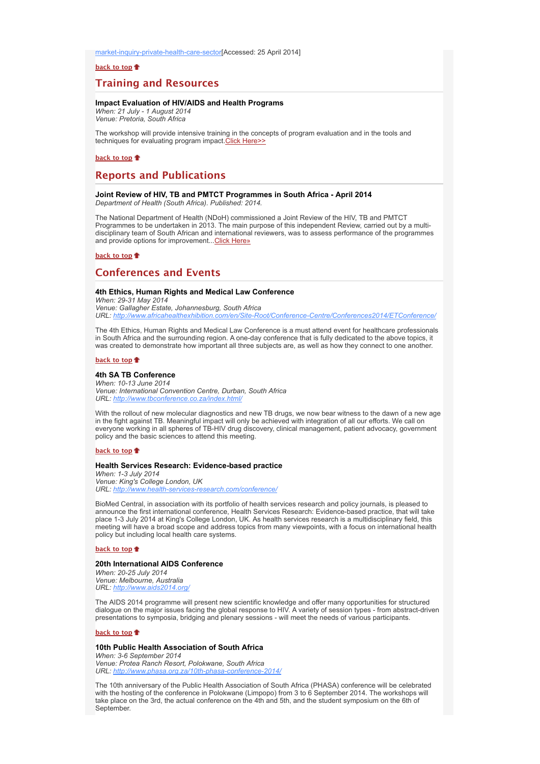market-inquiry-private-health-care-sector[Accessed: 25 April 2014]

**back to top**

## Training and Resources

**Impact Evaluation of HIV/AIDS and Health Programs**
*When: 21 July - 1 August 2014*
*Venue: Pretoria, South Africa*

The workshop will provide intensive training in the concepts of program evaluation and in the tools and techniques for evaluating program impact.Click Here>>

**back to top**

## Reports and Publications

**Joint Review of HIV, TB and PMTCT Programmes in South Africa - April 2014**
*Department of Health (South Africa). Published: 2014.*

The National Department of Health (NDoH) commissioned a Joint Review of the HIV, TB and PMTCT Programmes to be undertaken in 2013. The main purpose of this independent Review, carried out by a multi-disciplinary team of South African and international reviewers, was to assess performance of the programmes and provide options for improvement...Click Here»

**back to top**

## Conferences and Events

**4th Ethics, Human Rights and Medical Law Conference**
*When: 29-31 May 2014*
*Venue: Gallagher Estate, Johannesburg, South Africa*
*URL: http://www.africahealthexhibition.com/en/Site-Root/Conference-Centre/Conferences2014/ETConference/*

The 4th Ethics, Human Rights and Medical Law Conference is a must attend event for healthcare professionals in South Africa and the surrounding region. A one-day conference that is fully dedicated to the above topics, it was created to demonstrate how important all three subjects are, as well as how they connect to one another.

**back to top**

**4th SA TB Conference**
*When: 10-13 June 2014*
*Venue: International Convention Centre, Durban, South Africa*
*URL: http://www.tbconference.co.za/index.html/*

With the rollout of new molecular diagnostics and new TB drugs, we now bear witness to the dawn of a new age in the fight against TB. Meaningful impact will only be achieved with integration of all our efforts. We call on everyone working in all spheres of TB-HIV drug discovery, clinical management, patient advocacy, government policy and the basic sciences to attend this meeting.

**back to top**

**Health Services Research: Evidence-based practice**
*When: 1-3 July 2014*
*Venue: King's College London, UK*
*URL: http://www.health-services-research.com/conference/*

BioMed Central, in association with its portfolio of health services research and policy journals, is pleased to announce the first international conference, Health Services Research: Evidence-based practice, that will take place 1-3 July 2014 at King's College London, UK. As health services research is a multidisciplinary field, this meeting will have a broad scope and address topics from many viewpoints, with a focus on international health policy but including local health care systems.

**back to top**

**20th International AIDS Conference**
*When: 20-25 July 2014*
*Venue: Melbourne, Australia*
*URL: http://www.aids2014.org/*

The AIDS 2014 programme will present new scientific knowledge and offer many opportunities for structured dialogue on the major issues facing the global response to HIV. A variety of session types - from abstract-driven presentations to symposia, bridging and plenary sessions - will meet the needs of various participants.

**back to top**

**10th Public Health Association of South Africa**
*When: 3-6 September 2014*
*Venue: Protea Ranch Resort, Polokwane, South Africa*
*URL: http://www.phasa.org.za/10th-phasa-conference-2014/*

The 10th anniversary of the Public Health Association of South Africa (PHASA) conference will be celebrated with the hosting of the conference in Polokwane (Limpopo) from 3 to 6 September 2014. The workshops will take place on the 3rd, the actual conference on the 4th and 5th, and the student symposium on the 6th of September.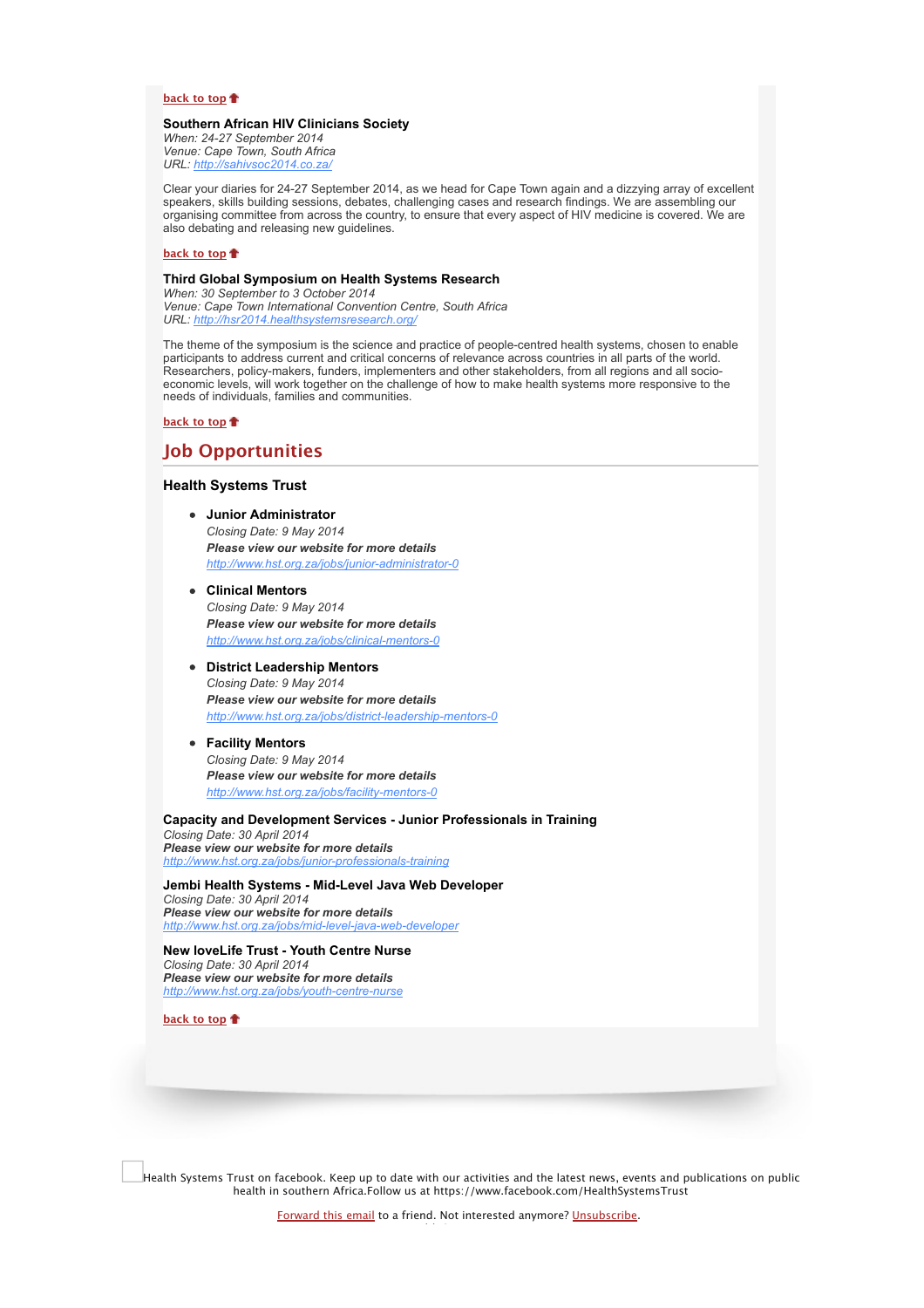[back to top](#)

**Southern African HIV Clinicians Society**
*When: 24-27 September 2014*
*Venue: Cape Town, South Africa*
*URL: http://sahivsoc2014.co.za/*

Clear your diaries for 24-27 September 2014, as we head for Cape Town again and a dizzying array of excellent speakers, skills building sessions, debates, challenging cases and research findings. We are assembling our organising committee from across the country, to ensure that every aspect of HIV medicine is covered. We are also debating and releasing new guidelines.

[back to top](#)

**Third Global Symposium on Health Systems Research**
*When: 30 September to 3 October 2014*
*Venue: Cape Town International Convention Centre, South Africa*
*URL: http://hsr2014.healthsystemsresearch.org/*

The theme of the symposium is the science and practice of people-centred health systems, chosen to enable participants to address current and critical concerns of relevance across countries in all parts of the world. Researchers, policy-makers, funders, implementers and other stakeholders, from all regions and all socio-economic levels, will work together on the challenge of how to make health systems more responsive to the needs of individuals, families and communities.

[back to top](#)

## Job Opportunities

### Health Systems Trust

- **Junior Administrator**
  *Closing Date: 9 May 2014*
  ***Please view our website for more details***
  http://www.hst.org.za/jobs/junior-administrator-0

- **Clinical Mentors**
  *Closing Date: 9 May 2014*
  ***Please view our website for more details***
  http://www.hst.org.za/jobs/clinical-mentors-0

- **District Leadership Mentors**
  *Closing Date: 9 May 2014*
  ***Please view our website for more details***
  http://www.hst.org.za/jobs/district-leadership-mentors-0

- **Facility Mentors**
  *Closing Date: 9 May 2014*
  ***Please view our website for more details***
  http://www.hst.org.za/jobs/facility-mentors-0

**Capacity and Development Services - Junior Professionals in Training**
*Closing Date: 30 April 2014*
***Please view our website for more details***
http://www.hst.org.za/jobs/junior-professionals-training

**Jembi Health Systems - Mid-Level Java Web Developer**
*Closing Date: 30 April 2014*
***Please view our website for more details***
http://www.hst.org.za/jobs/mid-level-java-web-developer

**New loveLife Trust - Youth Centre Nurse**
*Closing Date: 30 April 2014*
***Please view our website for more details***
http://www.hst.org.za/jobs/youth-centre-nurse

[back to top](#)

Health Systems Trust on facebook. Keep up to date with our activities and the latest news, events and publications on public health in southern Africa.Follow us at https://www.facebook.com/HealthSystemsTrust

Forward this email to a friend. Not interested anymore? Unsubscribe.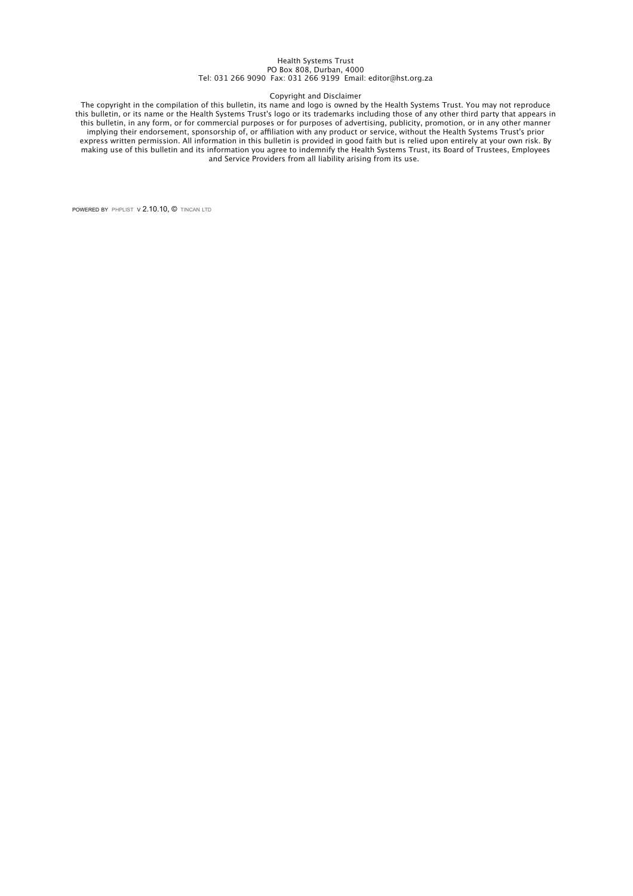Health Systems Trust
PO Box 808, Durban, 4000
Tel: 031 266 9090 Fax: 031 266 9199 Email: editor@hst.org.za

Copyright and Disclaimer

The copyright in the compilation of this bulletin, its name and logo is owned by the Health Systems Trust. You may not reproduce this bulletin, or its name or the Health Systems Trust's logo or its trademarks including those of any other third party that appears in this bulletin, in any form, or for commercial purposes or for purposes of advertising, publicity, promotion, or in any other manner implying their endorsement, sponsorship of, or affiliation with any product or service, without the Health Systems Trust's prior express written permission. All information in this bulletin is provided in good faith but is relied upon entirely at your own risk. By making use of this bulletin and its information you agree to indemnify the Health Systems Trust, its Board of Trustees, Employees and Service Providers from all liability arising from its use.

POWERED BY PHPLIST V 2.10.10, © TINCAN LTD